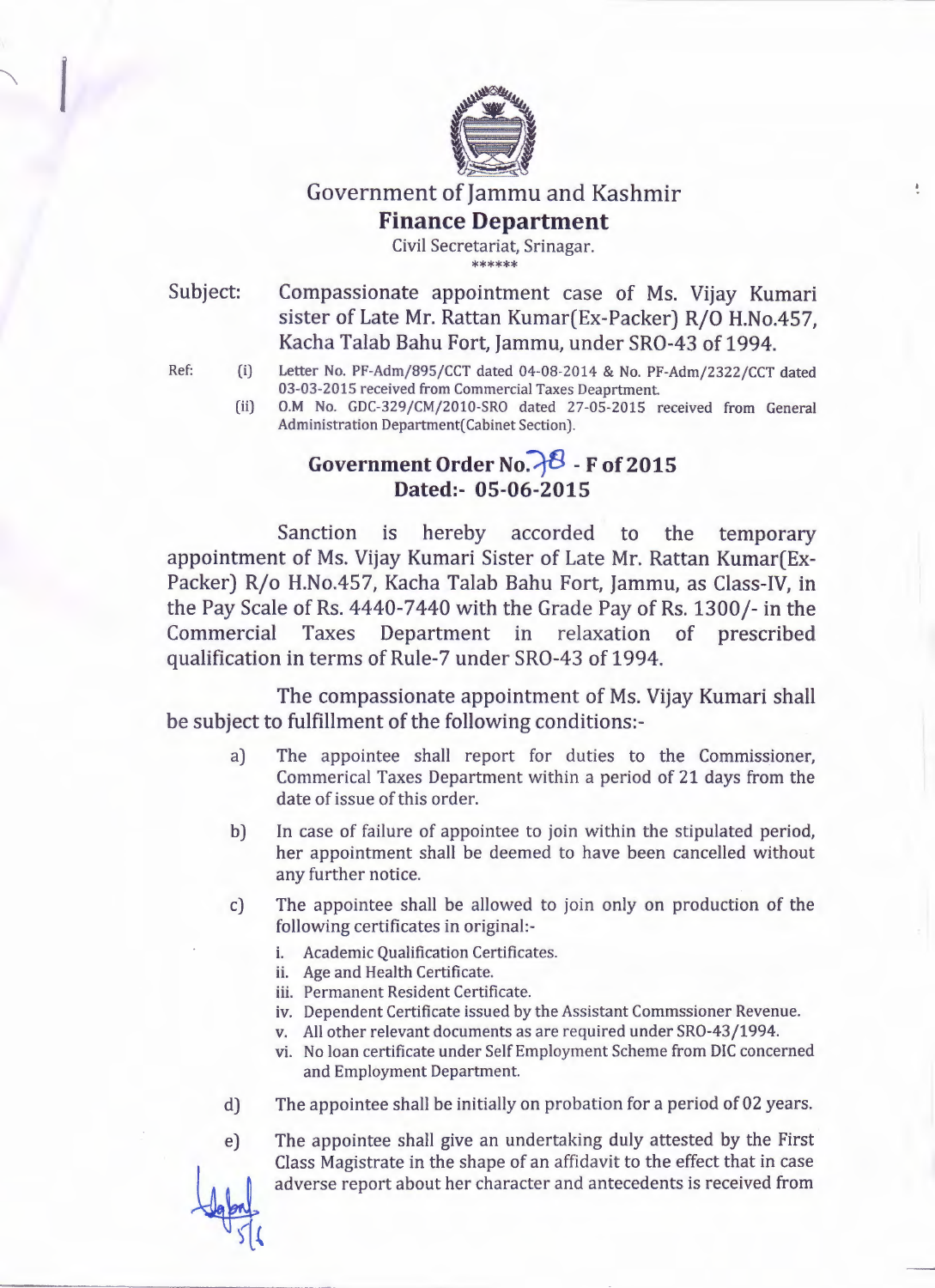# Government of Jammu and Kashmir

## Finance Department

Civil Secretariat, Srinagar.

\*\*\*\*\*\*

**Subject:** Compassionate appointment case of Ms. Vijay Kumari sister of Late Mr. Rattan Kumar(Ex-Packer) R/O H.No.457, Kacha Talab Bahu Fort, Jammu, under SRO-43 of 1994.

**Ref:**
- (i) Letter No. PF-Adm/895/CCT dated 04-08-2014 & No. PF-Adm/2322/CCT dated 03-03-2015 received from Commercial Taxes Deaprtment.
- (ii) O.M No. GDC-329/CM/2010-SRO dated 27-05-2015 received from General Administration Department(Cabinet Section).

### Government Order No. 78 - F of 2015
### Dated:- 05-06-2015

Sanction is hereby accorded to the temporary appointment of Ms. Vijay Kumari Sister of Late Mr. Rattan Kumar(Ex-Packer) R/o H.No.457, Kacha Talab Bahu Fort, Jammu, as Class-IV, in the Pay Scale of Rs. 4440-7440 with the Grade Pay of Rs. 1300/- in the Commercial Taxes Department in relaxation of prescribed qualification in terms of Rule-7 under SRO-43 of 1994.

The compassionate appointment of Ms. Vijay Kumari shall be subject to fulfillment of the following conditions:-

a) The appointee shall report for duties to the Commissioner, Commerical Taxes Department within a period of 21 days from the date of issue of this order.

b) In case of failure of appointee to join within the stipulated period, her appointment shall be deemed to have been cancelled without any further notice.

c) The appointee shall be allowed to join only on production of the following certificates in original:-

   i. Academic Qualification Certificates.
   ii. Age and Health Certificate.
   iii. Permanent Resident Certificate.
   iv. Dependent Certificate issued by the Assistant Commssioner Revenue.
   v. All other relevant documents as are required under SRO-43/1994.
   vi. No loan certificate under Self Employment Scheme from DIC concerned and Employment Department.

d) The appointee shall be initially on probation for a period of 02 years.

e) The appointee shall give an undertaking duly attested by the First Class Magistrate in the shape of an affidavit to the effect that in case adverse report about her character and antecedents is received from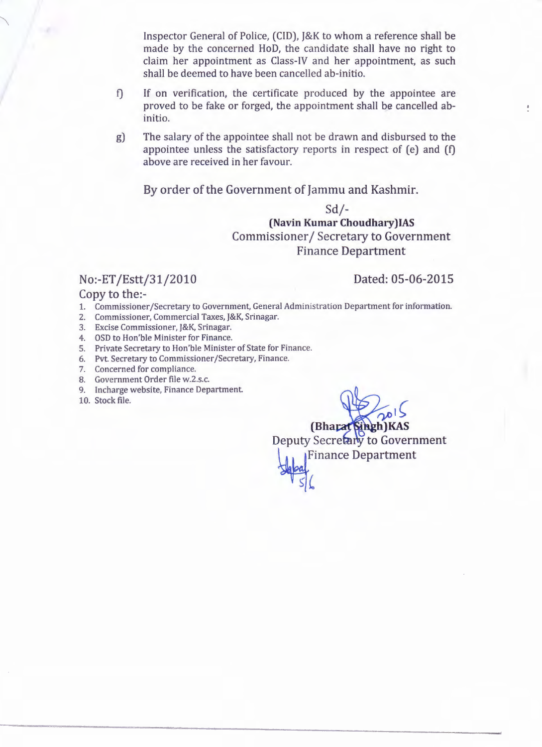Inspector General of Police, (CID), J&K to whom a reference shall be made by the concerned HoD, the candidate shall have no right to claim her appointment as Class-IV and her appointment, as such shall be deemed to have been cancelled ab-initio.

f) If on verification, the certificate produced by the appointee are proved to be fake or forged, the appointment shall be cancelled ab-initio.

g) The salary of the appointee shall not be drawn and disbursed to the appointee unless the satisfactory reports in respect of (e) and (f) above are received in her favour.

By order of the Government of Jammu and Kashmir.

Sd/-
**(Navin Kumar Choudhary)IAS**
Commissioner/ Secretary to Government
Finance Department

No:-ET/Estt/31/2010 Dated: 05-06-2015

Copy to the:-

1. Commissioner/Secretary to Government, General Administration Department for information.
2. Commissioner, Commercial Taxes, J&K, Srinagar.
3. Excise Commissioner, J&K, Srinagar.
4. OSD to Hon'ble Minister for Finance.
5. Private Secretary to Hon'ble Minister of State for Finance.
6. Pvt. Secretary to Commissioner/Secretary, Finance.
7. Concerned for compliance.
8. Government Order file w.2.s.c.
9. Incharge website, Finance Department.
10. Stock file.

**(Bharat Singh)KAS**
Deputy Secretary to Government
Finance Department